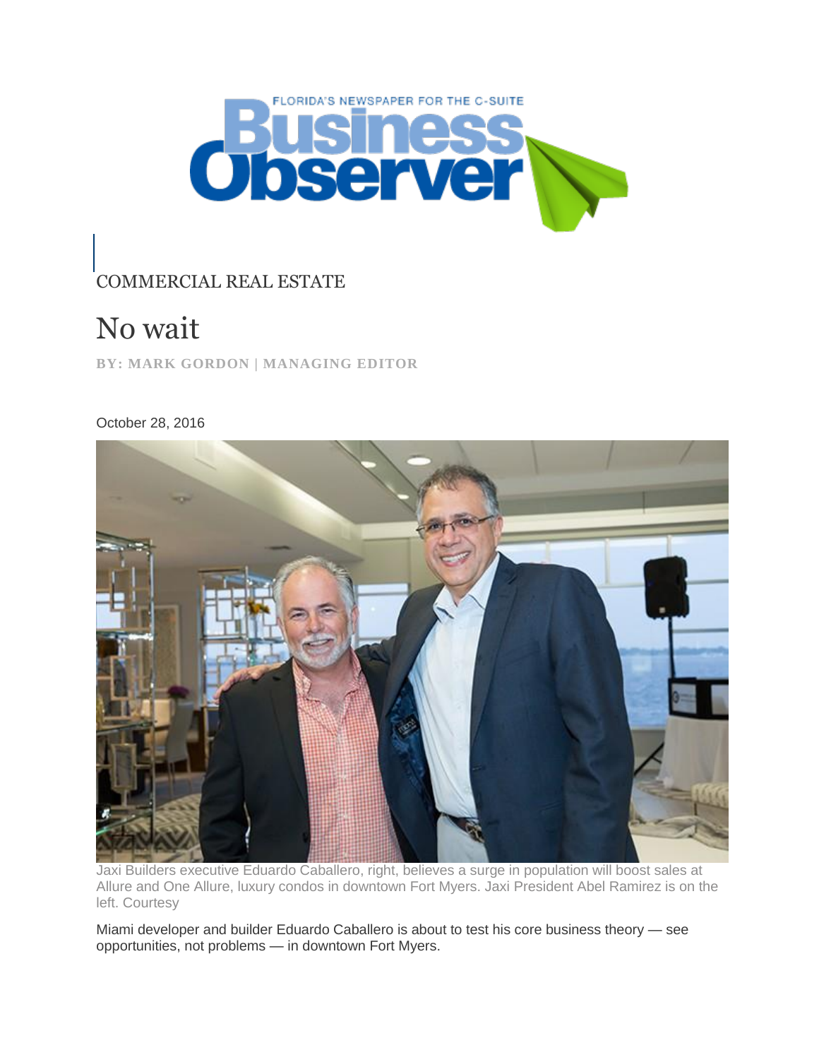FLORIDA'S NEWSPAPER FOR THE C-SUITE

Business Observer

COMMERCIAL REAL ESTATE

# No wait

**BY: MARK GORDON | MANAGING EDITOR**

October 28, 2016

Jaxi Builders executive Eduardo Caballero, right, believes a surge in population will boost sales at Allure and One Allure, luxury condos in downtown Fort Myers. Jaxi President Abel Ramirez is on the left. Courtesy

Miami developer and builder Eduardo Caballero is about to test his core business theory — see opportunities, not problems — in downtown Fort Myers.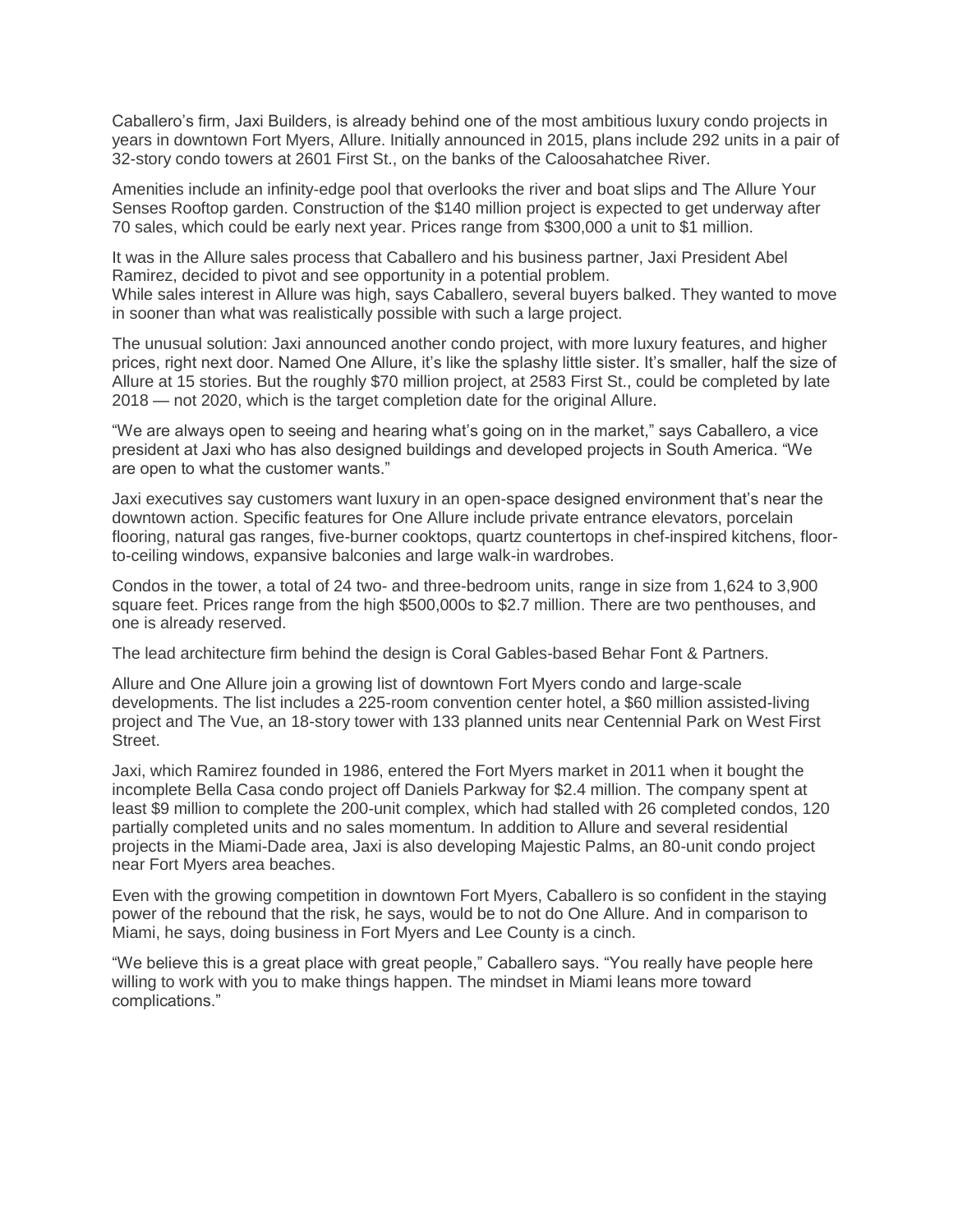Caballero's firm, Jaxi Builders, is already behind one of the most ambitious luxury condo projects in years in downtown Fort Myers, Allure. Initially announced in 2015, plans include 292 units in a pair of 32-story condo towers at 2601 First St., on the banks of the Caloosahatchee River.

Amenities include an infinity-edge pool that overlooks the river and boat slips and The Allure Your Senses Rooftop garden. Construction of the $140 million project is expected to get underway after 70 sales, which could be early next year. Prices range from $300,000 a unit to $1 million.

It was in the Allure sales process that Caballero and his business partner, Jaxi President Abel Ramirez, decided to pivot and see opportunity in a potential problem.
While sales interest in Allure was high, says Caballero, several buyers balked. They wanted to move in sooner than what was realistically possible with such a large project.

The unusual solution: Jaxi announced another condo project, with more luxury features, and higher prices, right next door. Named One Allure, it's like the splashy little sister. It's smaller, half the size of Allure at 15 stories. But the roughly $70 million project, at 2583 First St., could be completed by late 2018 — not 2020, which is the target completion date for the original Allure.

"We are always open to seeing and hearing what's going on in the market," says Caballero, a vice president at Jaxi who has also designed buildings and developed projects in South America. "We are open to what the customer wants."

Jaxi executives say customers want luxury in an open-space designed environment that's near the downtown action. Specific features for One Allure include private entrance elevators, porcelain flooring, natural gas ranges, five-burner cooktops, quartz countertops in chef-inspired kitchens, floor-to-ceiling windows, expansive balconies and large walk-in wardrobes.

Condos in the tower, a total of 24 two- and three-bedroom units, range in size from 1,624 to 3,900 square feet. Prices range from the high $500,000s to $2.7 million. There are two penthouses, and one is already reserved.

The lead architecture firm behind the design is Coral Gables-based Behar Font & Partners.

Allure and One Allure join a growing list of downtown Fort Myers condo and large-scale developments. The list includes a 225-room convention center hotel, a $60 million assisted-living project and The Vue, an 18-story tower with 133 planned units near Centennial Park on West First Street.

Jaxi, which Ramirez founded in 1986, entered the Fort Myers market in 2011 when it bought the incomplete Bella Casa condo project off Daniels Parkway for $2.4 million. The company spent at least $9 million to complete the 200-unit complex, which had stalled with 26 completed condos, 120 partially completed units and no sales momentum. In addition to Allure and several residential projects in the Miami-Dade area, Jaxi is also developing Majestic Palms, an 80-unit condo project near Fort Myers area beaches.

Even with the growing competition in downtown Fort Myers, Caballero is so confident in the staying power of the rebound that the risk, he says, would be to not do One Allure. And in comparison to Miami, he says, doing business in Fort Myers and Lee County is a cinch.

"We believe this is a great place with great people," Caballero says. "You really have people here willing to work with you to make things happen. The mindset in Miami leans more toward complications."